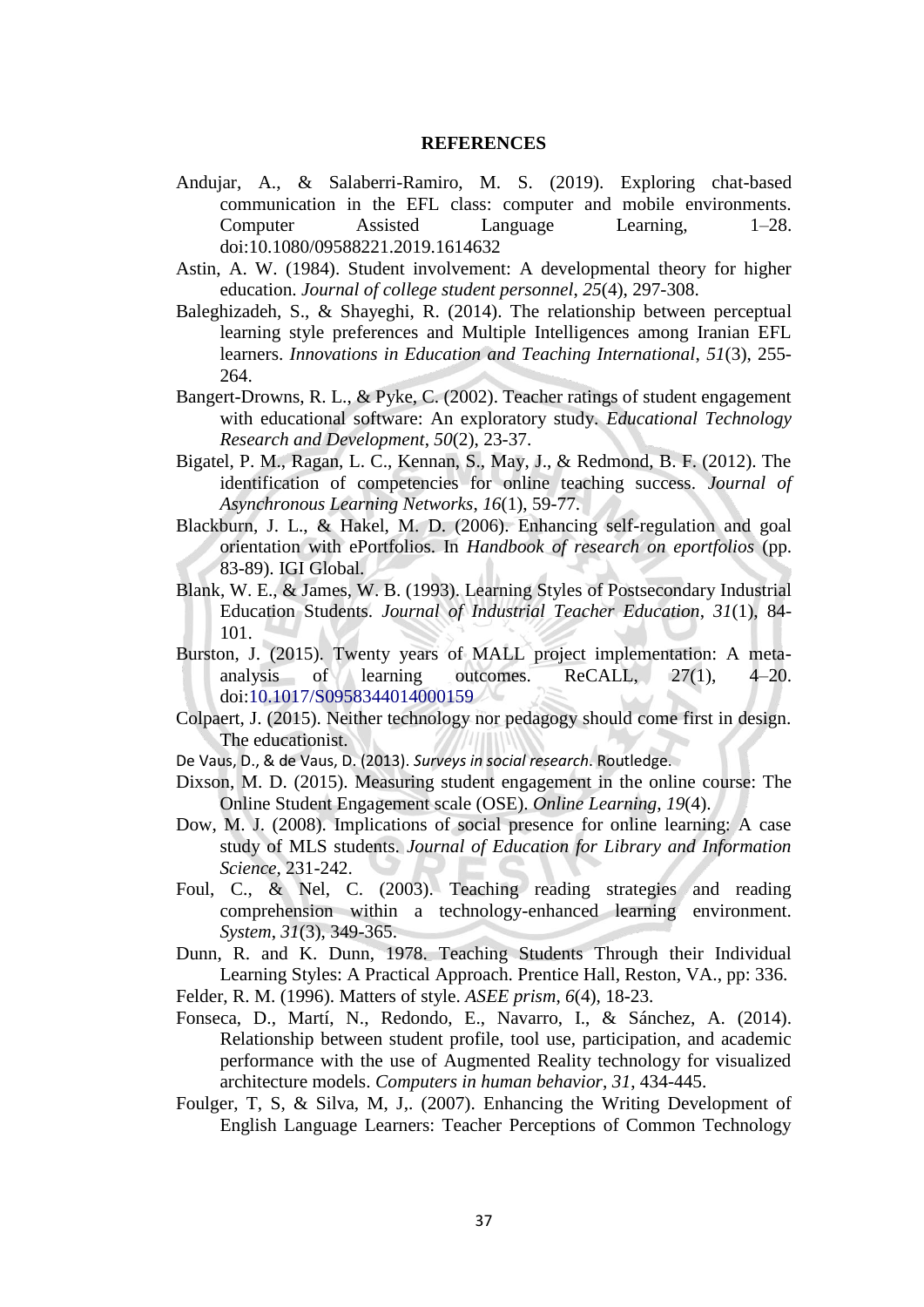**REFERENCES**

Andujar, A., & Salaberri-Ramiro, M. S. (2019). Exploring chat-based communication in the EFL class: computer and mobile environments. Computer Assisted Language Learning, 1–28. doi:10.1080/09588221.2019.1614632

Astin, A. W. (1984). Student involvement: A developmental theory for higher education. *Journal of college student personnel*, *25*(4), 297-308.

Baleghizadeh, S., & Shayeghi, R. (2014). The relationship between perceptual learning style preferences and Multiple Intelligences among Iranian EFL learners. *Innovations in Education and Teaching International*, *51*(3), 255-264.

Bangert-Drowns, R. L., & Pyke, C. (2002). Teacher ratings of student engagement with educational software: An exploratory study. *Educational Technology Research and Development*, *50*(2), 23-37.

Bigatel, P. M., Ragan, L. C., Kennan, S., May, J., & Redmond, B. F. (2012). The identification of competencies for online teaching success. *Journal of Asynchronous Learning Networks*, *16*(1), 59-77.

Blackburn, J. L., & Hakel, M. D. (2006). Enhancing self-regulation and goal orientation with ePortfolios. In *Handbook of research on eportfolios* (pp. 83-89). IGI Global.

Blank, W. E., & James, W. B. (1993). Learning Styles of Postsecondary Industrial Education Students. *Journal of Industrial Teacher Education*, *31*(1), 84-101.

Burston, J. (2015). Twenty years of MALL project implementation: A meta-analysis of learning outcomes. ReCALL, 27(1), 4–20. doi:10.1017/S0958344014000159

Colpaert, J. (2015). Neither technology nor pedagogy should come first in design. The educationist.

De Vaus, D., & de Vaus, D. (2013). *Surveys in social research*. Routledge.

Dixson, M. D. (2015). Measuring student engagement in the online course: The Online Student Engagement scale (OSE). *Online Learning*, *19*(4).

Dow, M. J. (2008). Implications of social presence for online learning: A case study of MLS students. *Journal of Education for Library and Information Science*, 231-242.

Foul, C., & Nel, C. (2003). Teaching reading strategies and reading comprehension within a technology-enhanced learning environment. *System*, *31*(3), 349-365.

Dunn, R. and K. Dunn, 1978. Teaching Students Through their Individual Learning Styles: A Practical Approach. Prentice Hall, Reston, VA., pp: 336.

Felder, R. M. (1996). Matters of style. *ASEE prism*, *6*(4), 18-23.

Fonseca, D., Martí, N., Redondo, E., Navarro, I., & Sánchez, A. (2014). Relationship between student profile, tool use, participation, and academic performance with the use of Augmented Reality technology for visualized architecture models. *Computers in human behavior*, *31*, 434-445.

Foulger, T, S, & Silva, M, J,. (2007). Enhancing the Writing Development of English Language Learners: Teacher Perceptions of Common Technology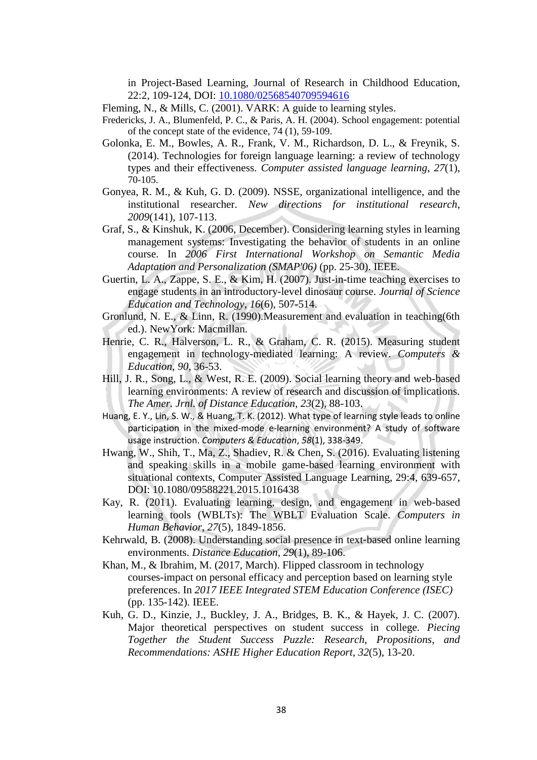in Project-Based Learning, Journal of Research in Childhood Education, 22:2, 109-124, DOI: 10.1080/02568540709594616

Fleming, N., & Mills, C. (2001). VARK: A guide to learning styles.

Fredericks, J. A., Blumenfeld, P. C., & Paris, A. H. (2004). School engagement: potential of the concept state of the evidence, 74 (1), 59-109.

Golonka, E. M., Bowles, A. R., Frank, V. M., Richardson, D. L., & Freynik, S. (2014). Technologies for foreign language learning: a review of technology types and their effectiveness. *Computer assisted language learning*, *27*(1), 70-105.

Gonyea, R. M., & Kuh, G. D. (2009). NSSE, organizational intelligence, and the institutional researcher. *New directions for institutional research*, *2009*(141), 107-113.

Graf, S., & Kinshuk, K. (2006, December). Considering learning styles in learning management systems: Investigating the behavior of students in an online course. In *2006 First International Workshop on Semantic Media Adaptation and Personalization (SMAP'06)* (pp. 25-30). IEEE.

Guertin, L. A., Zappe, S. E., & Kim, H. (2007). Just-in-time teaching exercises to engage students in an introductory-level dinosaur course. *Journal of Science Education and Technology*, *16*(6), 507-514.

Gronlund, N. E., & Linn, R. (1990).Measurement and evaluation in teaching(6th ed.). NewYork: Macmillan.

Henrie, C. R., Halverson, L. R., & Graham, C. R. (2015). Measuring student engagement in technology-mediated learning: A review. *Computers & Education*, *90*, 36-53.

Hill, J. R., Song, L., & West, R. E. (2009). Social learning theory and web-based learning environments: A review of research and discussion of implications. *The Amer. Jrnl. of Distance Education*, *23*(2), 88-103.

Huang, E. Y., Lin, S. W., & Huang, T. K. (2012). What type of learning style leads to online participation in the mixed-mode e-learning environment? A study of software usage instruction. *Computers & Education*, *58*(1), 338-349.

Hwang, W., Shih, T., Ma, Z., Shadiev, R. & Chen, S. (2016). Evaluating listening and speaking skills in a mobile game-based learning environment with situational contexts, Computer Assisted Language Learning, 29:4, 639-657, DOI: 10.1080/09588221.2015.1016438

Kay, R. (2011). Evaluating learning, design, and engagement in web-based learning tools (WBLTs): The WBLT Evaluation Scale. *Computers in Human Behavior*, *27*(5), 1849-1856.

Kehrwald, B. (2008). Understanding social presence in text-based online learning environments. *Distance Education*, *29*(1), 89-106.

Khan, M., & Ibrahim, M. (2017, March). Flipped classroom in technology courses-impact on personal efficacy and perception based on learning style preferences. In *2017 IEEE Integrated STEM Education Conference (ISEC)* (pp. 135-142). IEEE.

Kuh, G. D., Kinzie, J., Buckley, J. A., Bridges, B. K., & Hayek, J. C. (2007). Major theoretical perspectives on student success in college. *Piecing Together the Student Success Puzzle: Research, Propositions, and Recommendations: ASHE Higher Education Report*, *32*(5), 13-20.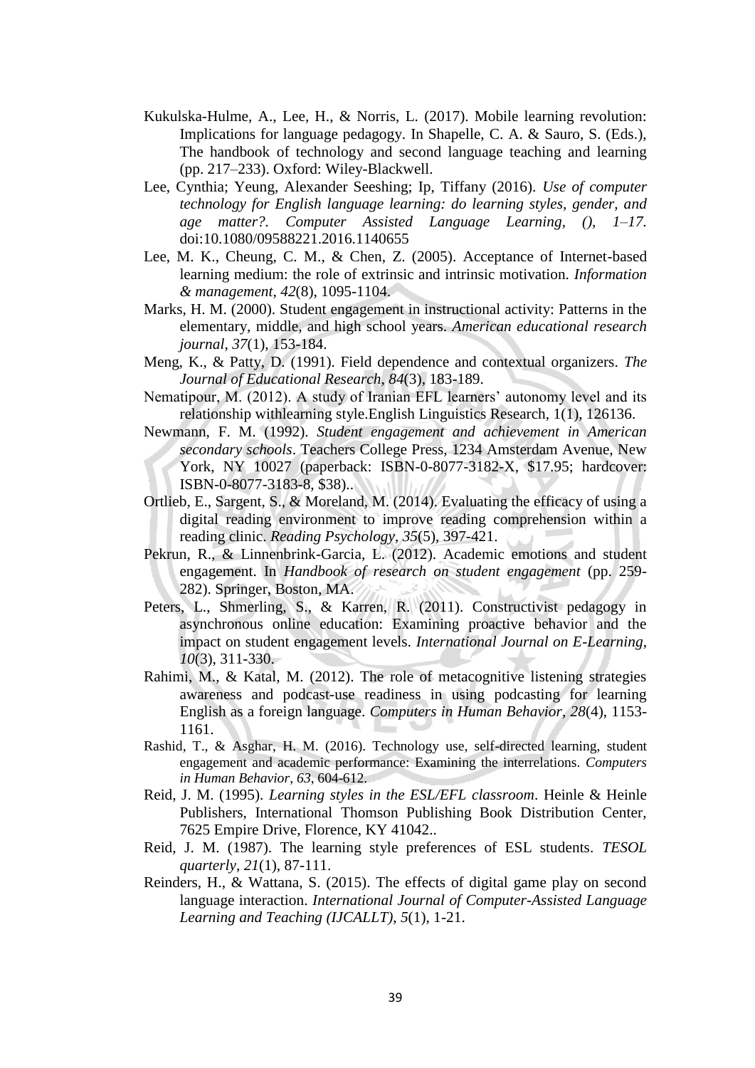Kukulska-Hulme, A., Lee, H., & Norris, L. (2017). Mobile learning revolution: Implications for language pedagogy. In Shapelle, C. A. & Sauro, S. (Eds.), The handbook of technology and second language teaching and learning (pp. 217–233). Oxford: Wiley-Blackwell.

Lee, Cynthia; Yeung, Alexander Seeshing; Ip, Tiffany (2016). *Use of computer technology for English language learning: do learning styles, gender, and age matter?. Computer Assisted Language Learning, (), 1–17.* doi:10.1080/09588221.2016.1140655

Lee, M. K., Cheung, C. M., & Chen, Z. (2005). Acceptance of Internet-based learning medium: the role of extrinsic and intrinsic motivation. *Information & management*, *42*(8), 1095-1104.

Marks, H. M. (2000). Student engagement in instructional activity: Patterns in the elementary, middle, and high school years. *American educational research journal*, *37*(1), 153-184.

Meng, K., & Patty, D. (1991). Field dependence and contextual organizers. *The Journal of Educational Research*, *84*(3), 183-189.

Nematipour, M. (2012). A study of Iranian EFL learners' autonomy level and its relationship withlearning style.English Linguistics Research, 1(1), 126136.

Newmann, F. M. (1992). *Student engagement and achievement in American secondary schools*. Teachers College Press, 1234 Amsterdam Avenue, New York, NY 10027 (paperback: ISBN-0-8077-3182-X, $17.95; hardcover: ISBN-0-8077-3183-8, $38)..

Ortlieb, E., Sargent, S., & Moreland, M. (2014). Evaluating the efficacy of using a digital reading environment to improve reading comprehension within a reading clinic. *Reading Psychology*, *35*(5), 397-421.

Pekrun, R., & Linnenbrink-Garcia, L. (2012). Academic emotions and student engagement. In *Handbook of research on student engagement* (pp. 259-282). Springer, Boston, MA.

Peters, L., Shmerling, S., & Karren, R. (2011). Constructivist pedagogy in asynchronous online education: Examining proactive behavior and the impact on student engagement levels. *International Journal on E-Learning*, *10*(3), 311-330.

Rahimi, M., & Katal, M. (2012). The role of metacognitive listening strategies awareness and podcast-use readiness in using podcasting for learning English as a foreign language. *Computers in Human Behavior*, *28*(4), 1153-1161.

Rashid, T., & Asghar, H. M. (2016). Technology use, self-directed learning, student engagement and academic performance: Examining the interrelations. *Computers in Human Behavior*, *63*, 604-612.

Reid, J. M. (1995). *Learning styles in the ESL/EFL classroom*. Heinle & Heinle Publishers, International Thomson Publishing Book Distribution Center, 7625 Empire Drive, Florence, KY 41042..

Reid, J. M. (1987). The learning style preferences of ESL students. *TESOL quarterly*, *21*(1), 87-111.

Reinders, H., & Wattana, S. (2015). The effects of digital game play on second language interaction. *International Journal of Computer-Assisted Language Learning and Teaching (IJCALLT)*, *5*(1), 1-21.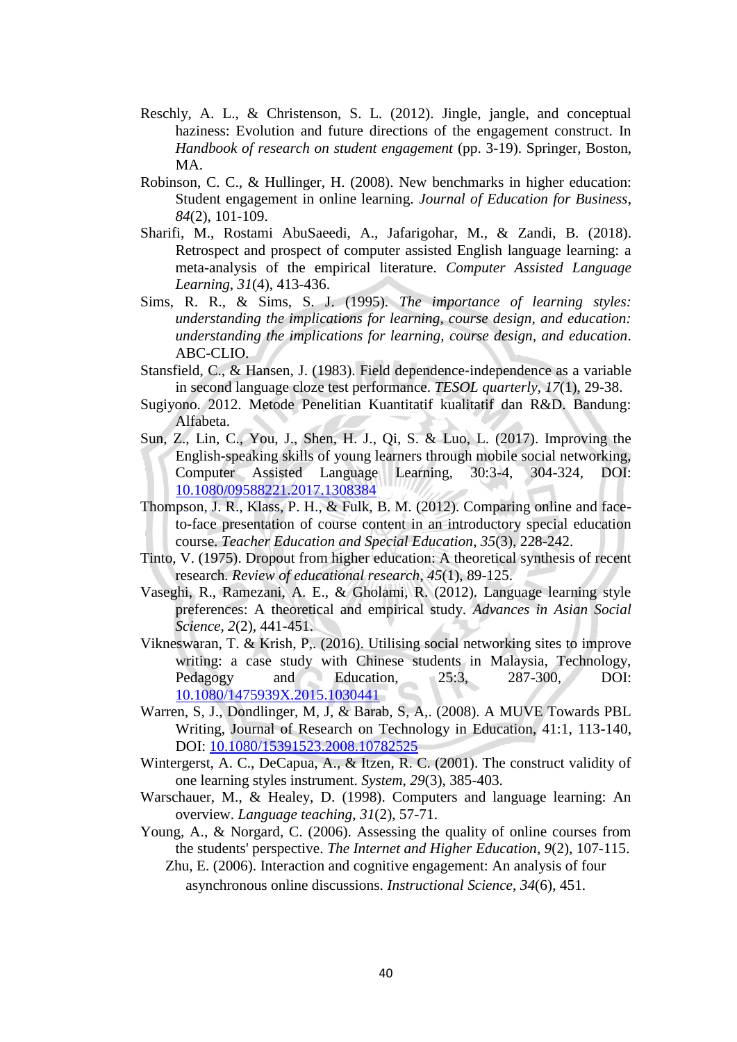Reschly, A. L., & Christenson, S. L. (2012). Jingle, jangle, and conceptual haziness: Evolution and future directions of the engagement construct. In *Handbook of research on student engagement* (pp. 3-19). Springer, Boston, MA.

Robinson, C. C., & Hullinger, H. (2008). New benchmarks in higher education: Student engagement in online learning. *Journal of Education for Business*, *84*(2), 101-109.

Sharifi, M., Rostami AbuSaeedi, A., Jafarigohar, M., & Zandi, B. (2018). Retrospect and prospect of computer assisted English language learning: a meta-analysis of the empirical literature. *Computer Assisted Language Learning*, *31*(4), 413-436.

Sims, R. R., & Sims, S. J. (1995). *The importance of learning styles: understanding the implications for learning, course design, and education: understanding the implications for learning, course design, and education*. ABC-CLIO.

Stansfield, C., & Hansen, J. (1983). Field dependence-independence as a variable in second language cloze test performance. *TESOL quarterly*, *17*(1), 29-38.

Sugiyono. 2012. Metode Penelitian Kuantitatif kualitatif dan R&D. Bandung: Alfabeta.

Sun, Z., Lin, C., You, J., Shen, H. J., Qi, S. & Luo, L. (2017). Improving the English-speaking skills of young learners through mobile social networking, Computer Assisted Language Learning, 30:3-4, 304-324, DOI: 10.1080/09588221.2017.1308384

Thompson, J. R., Klass, P. H., & Fulk, B. M. (2012). Comparing online and face-to-face presentation of course content in an introductory special education course. *Teacher Education and Special Education*, *35*(3), 228-242.

Tinto, V. (1975). Dropout from higher education: A theoretical synthesis of recent research. *Review of educational research*, *45*(1), 89-125.

Vaseghi, R., Ramezani, A. E., & Gholami, R. (2012). Language learning style preferences: A theoretical and empirical study. *Advances in Asian Social Science*, *2*(2), 441-451.

Vikneswaran, T. & Krish, P,. (2016). Utilising social networking sites to improve writing: a case study with Chinese students in Malaysia, Technology, Pedagogy and Education, 25:3, 287-300, DOI: 10.1080/1475939X.2015.1030441

Warren, S, J., Dondlinger, M, J, & Barab, S, A,. (2008). A MUVE Towards PBL Writing, Journal of Research on Technology in Education, 41:1, 113-140, DOI: 10.1080/15391523.2008.10782525

Wintergerst, A. C., DeCapua, A., & Itzen, R. C. (2001). The construct validity of one learning styles instrument. *System*, *29*(3), 385-403.

Warschauer, M., & Healey, D. (1998). Computers and language learning: An overview. *Language teaching*, *31*(2), 57-71.

Young, A., & Norgard, C. (2006). Assessing the quality of online courses from the students' perspective. *The Internet and Higher Education*, *9*(2), 107-115.

Zhu, E. (2006). Interaction and cognitive engagement: An analysis of four asynchronous online discussions. *Instructional Science*, *34*(6), 451.